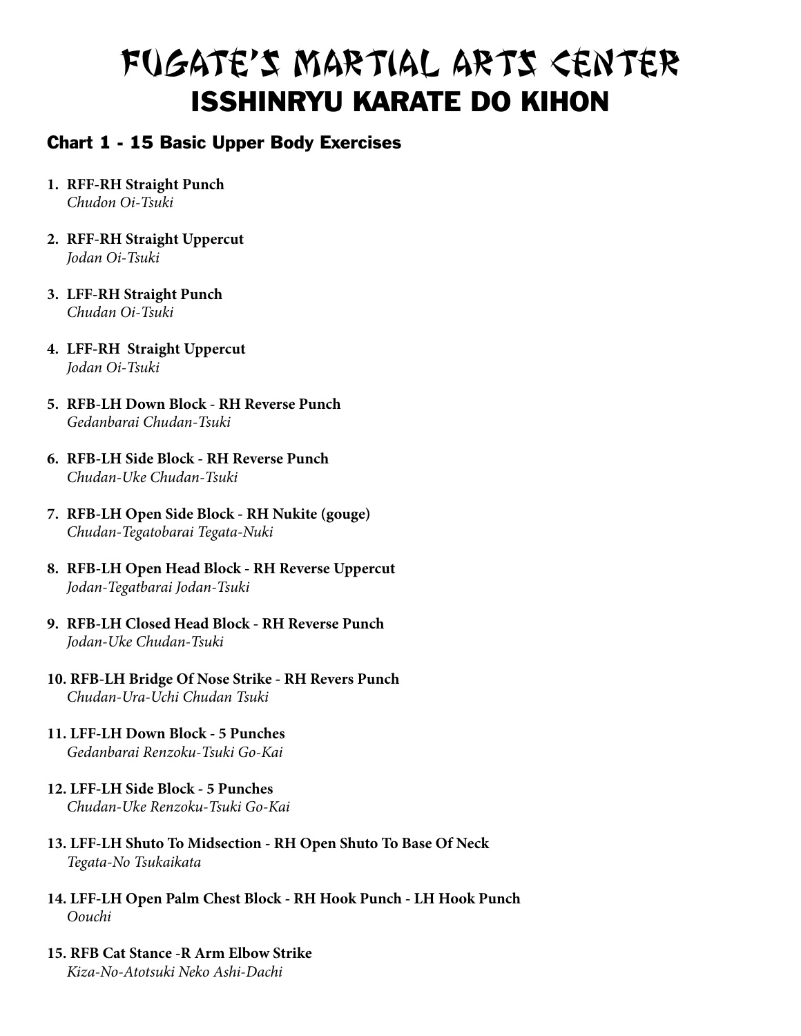# FUGATE'S MARTIAL ARTS CENTER

## ISSHINRYU KARATE DO KIHON

### Chart 1 - 15 Basic Upper Body Exercises

1. **RFF-RH Straight Punch**
   *Chudon Oi-Tsuki*

2. **RFF-RH Straight Uppercut**
   *Jodan Oi-Tsuki*

3. **LFF-RH Straight Punch**
   *Chudan Oi-Tsuki*

4. **LFF-RH Straight Uppercut**
   *Jodan Oi-Tsuki*

5. **RFB-LH Down Block - RH Reverse Punch**
   *Gedanbarai Chudan-Tsuki*

6. **RFB-LH Side Block - RH Reverse Punch**
   *Chudan-Uke Chudan-Tsuki*

7. **RFB-LH Open Side Block - RH Nukite (gouge)**
   *Chudan-Tegatobarai Tegata-Nuki*

8. **RFB-LH Open Head Block - RH Reverse Uppercut**
   *Jodan-Tegatbarai Jodan-Tsuki*

9. **RFB-LH Closed Head Block - RH Reverse Punch**
   *Jodan-Uke Chudan-Tsuki*

10. **RFB-LH Bridge Of Nose Strike - RH Revers Punch**
    *Chudan-Ura-Uchi Chudan Tsuki*

11. **LFF-LH Down Block - 5 Punches**
    *Gedanbarai Renzoku-Tsuki Go-Kai*

12. **LFF-LH Side Block - 5 Punches**
    *Chudan-Uke Renzoku-Tsuki Go-Kai*

13. **LFF-LH Shuto To Midsection - RH Open Shuto To Base Of Neck**
    *Tegata-No Tsukaikata*

14. **LFF-LH Open Palm Chest Block - RH Hook Punch - LH Hook Punch**
    *Oouchi*

15. **RFB Cat Stance -R Arm Elbow Strike**
    *Kiza-No-Atotsuki Neko Ashi-Dachi*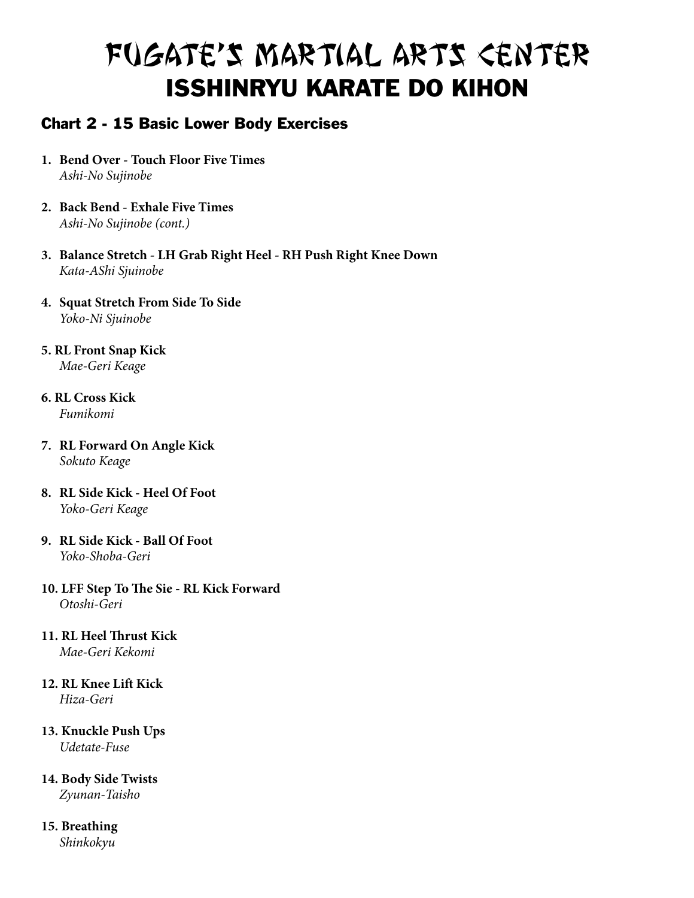# FUGATE'S MARTIAL ARTS CENTER
## ISSHINRYU KARATE DO KIHON

### Chart 2 - 15 Basic Lower Body Exercises

1. **Bend Over - Touch Floor Five Times**
   *Ashi-No Sujinobe*

2. **Back Bend - Exhale Five Times**
   *Ashi-No Sujinobe (cont.)*

3. **Balance Stretch - LH Grab Right Heel - RH Push Right Knee Down**
   *Kata-AShi Sjuinobe*

4. **Squat Stretch From Side To Side**
   *Yoko-Ni Sjuinobe*

5. **RL Front Snap Kick**
   *Mae-Geri Keage*

6. **RL Cross Kick**
   *Fumikomi*

7. **RL Forward On Angle Kick**
   *Sokuto Keage*

8. **RL Side Kick - Heel Of Foot**
   *Yoko-Geri Keage*

9. **RL Side Kick - Ball Of Foot**
   *Yoko-Shoba-Geri*

10. **LFF Step To The Sie - RL Kick Forward**
    *Otoshi-Geri*

11. **RL Heel Thrust Kick**
    *Mae-Geri Kekomi*

12. **RL Knee Lift Kick**
    *Hiza-Geri*

13. **Knuckle Push Ups**
    *Udetate-Fuse*

14. **Body Side Twists**
    *Zyunan-Taisho*

15. **Breathing**
    *Shinkokyu*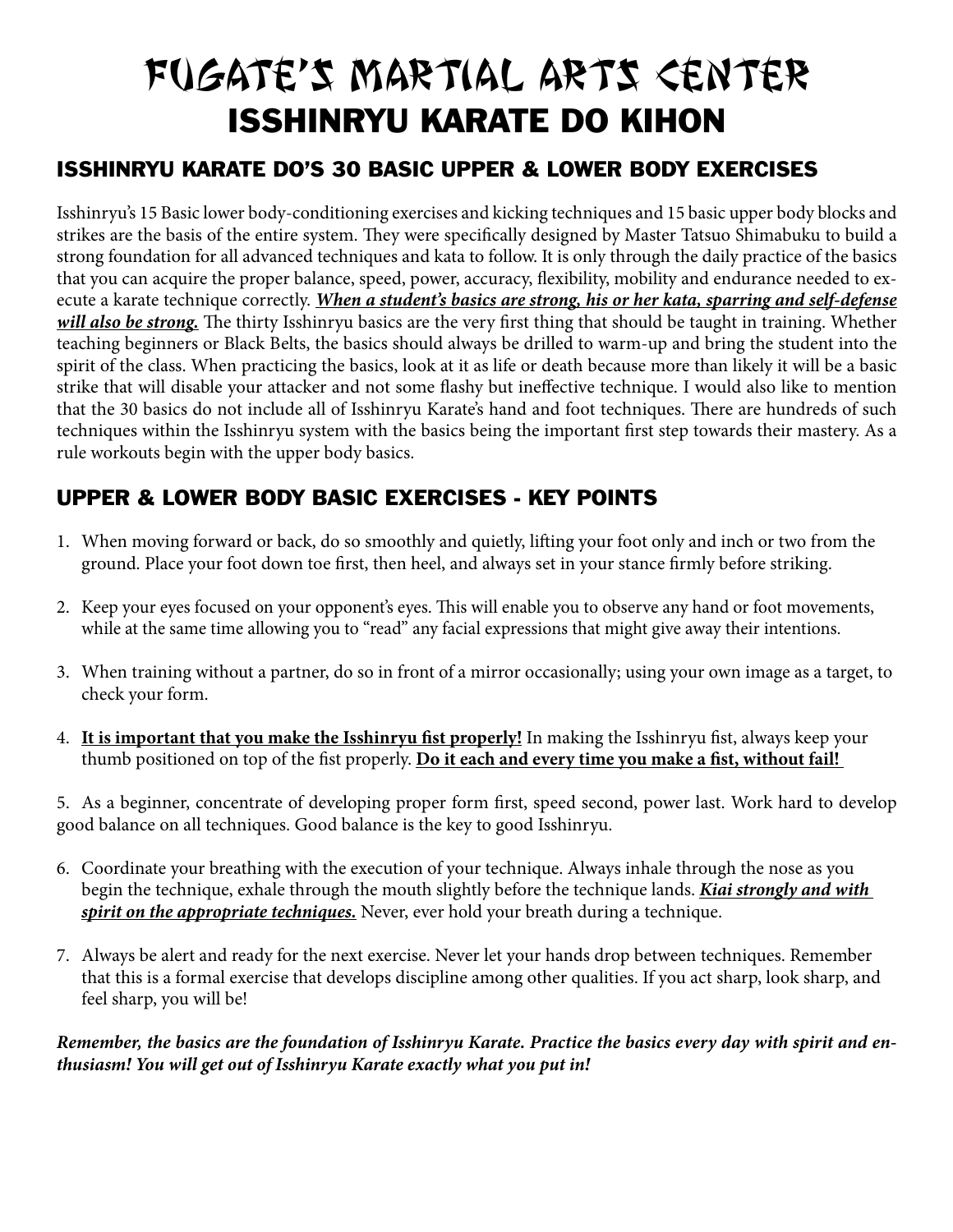# Fugate's Martial Arts Center
# ISSHINRYU KARATE DO KIHON

## ISSHINRYU KARATE DO'S 30 BASIC UPPER & LOWER BODY EXERCISES

Isshinryu's 15 Basic lower body-conditioning exercises and kicking techniques and 15 basic upper body blocks and strikes are the basis of the entire system. They were specifically designed by Master Tatsuo Shimabuku to build a strong foundation for all advanced techniques and kata to follow. It is only through the daily practice of the basics that you can acquire the proper balance, speed, power, accuracy, flexibility, mobility and endurance needed to execute a karate technique correctly. ***When a student's basics are strong, his or her kata, sparring and self-defense will also be strong.*** The thirty Isshinryu basics are the very first thing that should be taught in training. Whether teaching beginners or Black Belts, the basics should always be drilled to warm-up and bring the student into the spirit of the class. When practicing the basics, look at it as life or death because more than likely it will be a basic strike that will disable your attacker and not some flashy but ineffective technique. I would also like to mention that the 30 basics do not include all of Isshinryu Karate's hand and foot techniques. There are hundreds of such techniques within the Isshinryu system with the basics being the important first step towards their mastery. As a rule workouts begin with the upper body basics.

## UPPER & LOWER BODY BASIC EXERCISES - KEY POINTS

1. When moving forward or back, do so smoothly and quietly, lifting your foot only and inch or two from the ground. Place your foot down toe first, then heel, and always set in your stance firmly before striking.

2. Keep your eyes focused on your opponent's eyes. This will enable you to observe any hand or foot movements, while at the same time allowing you to "read" any facial expressions that might give away their intentions.

3. When training without a partner, do so in front of a mirror occasionally; using your own image as a target, to check your form.

4. **It is important that you make the Isshinryu fist properly!** In making the Isshinryu fist, always keep your thumb positioned on top of the fist properly. **Do it each and every time you make a fist, without fail!**

5. As a beginner, concentrate of developing proper form first, speed second, power last. Work hard to develop good balance on all techniques. Good balance is the key to good Isshinryu.

6. Coordinate your breathing with the execution of your technique. Always inhale through the nose as you begin the technique, exhale through the mouth slightly before the technique lands. ***Kiai strongly and with spirit on the appropriate techniques.*** Never, ever hold your breath during a technique.

7. Always be alert and ready for the next exercise. Never let your hands drop between techniques. Remember that this is a formal exercise that develops discipline among other qualities. If you act sharp, look sharp, and feel sharp, you will be!

***Remember, the basics are the foundation of Isshinryu Karate. Practice the basics every day with spirit and enthusiasm! You will get out of Isshinryu Karate exactly what you put in!***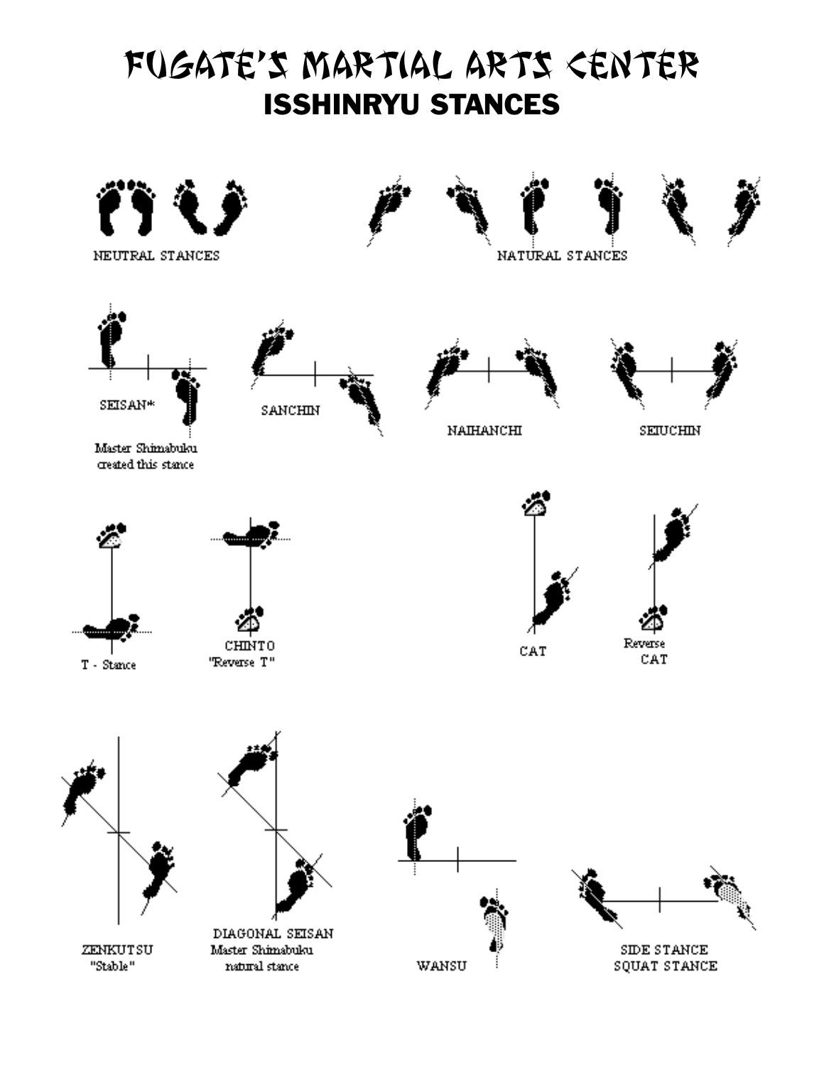# FUGATE'S MARTIAL ARTS CENTER

## ISSHINRYU STANCES

NEUTRAL STANCES

NATURAL STANCES

SEISAN*

Master Shimabuku created this stance

SANCHIN

NAIHANCHI

SEIUCHIN

T - Stance

CHINTO "Reverse T"

CAT

Reverse CAT

ZENKUTSU "Stable"

DIAGONAL SEISAN Master Shimabuku natural stance

WANSU

SIDE STANCE SQUAT STANCE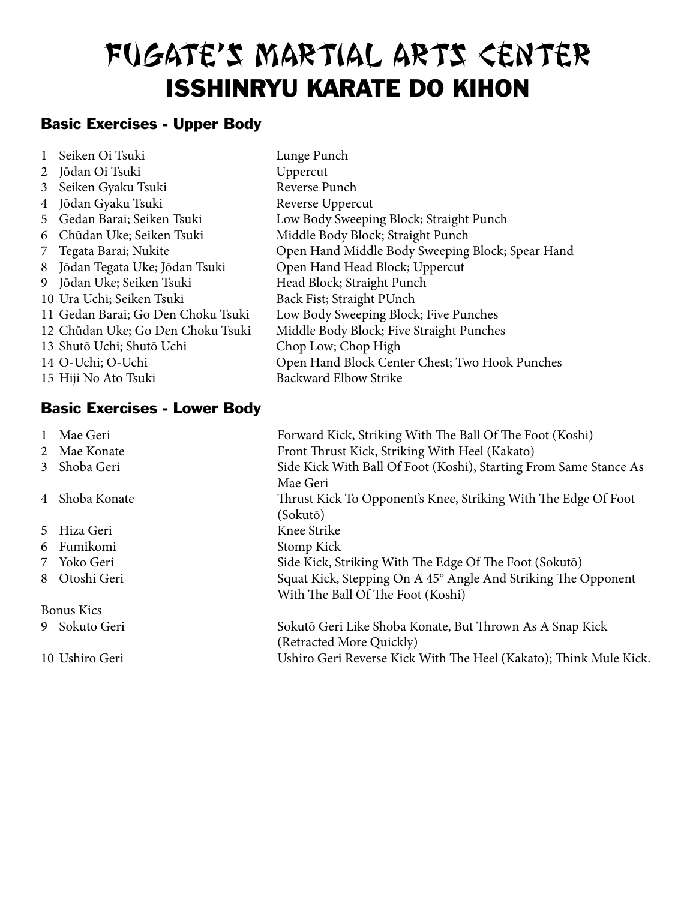# FUGATE'S MARTIAL ARTS CENTER

## ISSHINRYU KARATE DO KIHON

### Basic Exercises - Upper Body

| | | |
|---|---|---|
| 1 | Seiken Oi Tsuki | Lunge Punch |
| 2 | Jōdan Oi Tsuki | Uppercut |
| 3 | Seiken Gyaku Tsuki | Reverse Punch |
| 4 | Jōdan Gyaku Tsuki | Reverse Uppercut |
| 5 | Gedan Barai; Seiken Tsuki | Low Body Sweeping Block; Straight Punch |
| 6 | Chūdan Uke; Seiken Tsuki | Middle Body Block; Straight Punch |
| 7 | Tegata Barai; Nukite | Open Hand Middle Body Sweeping Block; Spear Hand |
| 8 | Jōdan Tegata Uke; Jōdan Tsuki | Open Hand Head Block; Uppercut |
| 9 | Jōdan Uke; Seiken Tsuki | Head Block; Straight Punch |
| 10 | Ura Uchi; Seiken Tsuki | Back Fist; Straight PUnch |
| 11 | Gedan Barai; Go Den Choku Tsuki | Low Body Sweeping Block; Five Punches |
| 12 | Chūdan Uke; Go Den Choku Tsuki | Middle Body Block; Five Straight Punches |
| 13 | Shutō Uchi; Shutō Uchi | Chop Low; Chop High |
| 14 | O-Uchi; O-Uchi | Open Hand Block Center Chest; Two Hook Punches |
| 15 | Hiji No Ato Tsuki | Backward Elbow Strike |

### Basic Exercises - Lower Body

| | | |
|---|---|---|
| 1 | Mae Geri | Forward Kick, Striking With The Ball Of The Foot (Koshi) |
| 2 | Mae Konate | Front Thrust Kick, Striking With Heel (Kakato) |
| 3 | Shoba Geri | Side Kick With Ball Of Foot (Koshi), Starting From Same Stance As Mae Geri |
| 4 | Shoba Konate | Thrust Kick To Opponent's Knee, Striking With The Edge Of Foot (Sokutō) |
| 5 | Hiza Geri | Knee Strike |
| 6 | Fumikomi | Stomp Kick |
| 7 | Yoko Geri | Side Kick, Striking With The Edge Of The Foot (Sokutō) |
| 8 | Otoshi Geri | Squat Kick, Stepping On A 45° Angle And Striking The Opponent With The Ball Of The Foot (Koshi) |
| Bonus Kics | | |
| 9 | Sokuto Geri | Sokutō Geri Like Shoba Konate, But Thrown As A Snap Kick (Retracted More Quickly) |
| 10 | Ushiro Geri | Ushiro Geri Reverse Kick With The Heel (Kakato); Think Mule Kick. |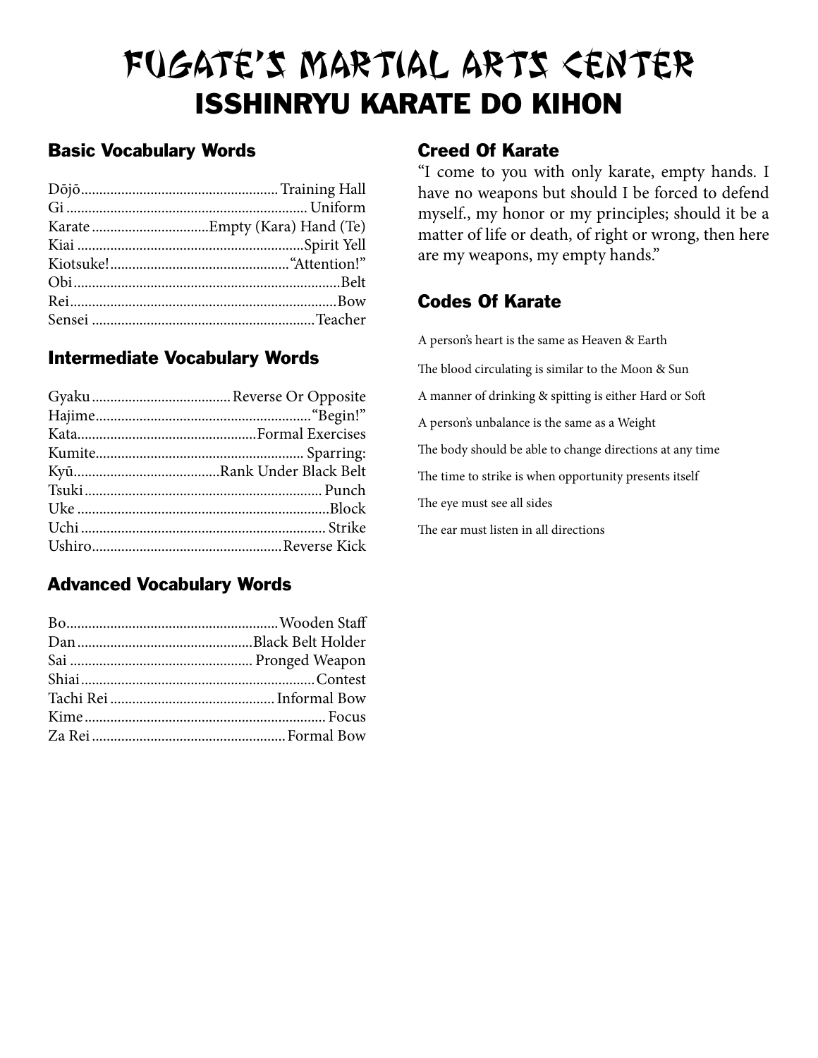# FUGATE'S MARTIAL ARTS CENTER
# ISSHINRYU KARATE DO KIHON

## Basic Vocabulary Words

Dōjō.....Training Hall
Gi.....Uniform
Karate.....Empty (Kara) Hand (Te)
Kiai.....Spirit Yell
Kiotsuke!....."Attention!"
Obi.....Belt
Rei.....Bow
Sensei.....Teacher

## Intermediate Vocabulary Words

Gyaku.....Reverse Or Opposite
Hajime....."Begin!"
Kata.....Formal Exercises
Kumite.....Sparring:
Kyū.....Rank Under Black Belt
Tsuki.....Punch
Uke.....Block
Uchi.....Strike
Ushiro.....Reverse Kick

## Advanced Vocabulary Words

Bo.....Wooden Staff
Dan.....Black Belt Holder
Sai.....Pronged Weapon
Shiai.....Contest
Tachi Rei.....Informal Bow
Kime.....Focus
Za Rei.....Formal Bow

## Creed Of Karate

"I come to you with only karate, empty hands. I have no weapons but should I be forced to defend myself., my honor or my principles; should it be a matter of life or death, of right or wrong, then here are my weapons, my empty hands."

## Codes Of Karate

A person's heart is the same as Heaven & Earth

The blood circulating is similar to the Moon & Sun

A manner of drinking & spitting is either Hard or Soft

A person's unbalance is the same as a Weight

The body should be able to change directions at any time

The time to strike is when opportunity presents itself

The eye must see all sides

The ear must listen in all directions